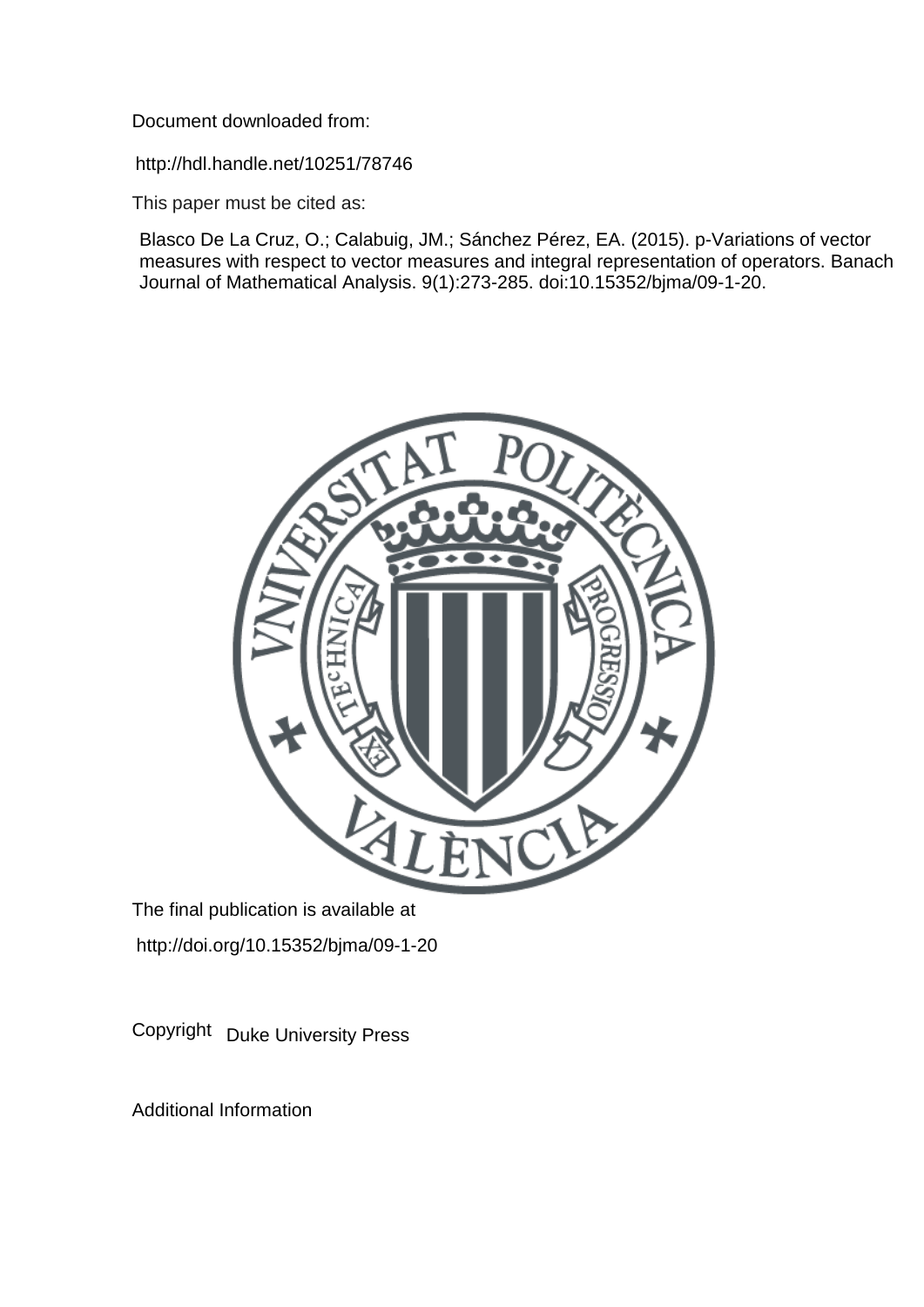Document downloaded from:

http://hdl.handle.net/10251/78746

This paper must be cited as:

Blasco De La Cruz, O.; Calabuig, JM.; Sánchez Pérez, EA. (2015). p-Variations of vector measures with respect to vector measures and integral representation of operators. Banach Journal of Mathematical Analysis. 9(1):273-285. doi:10.15352/bjma/09-1-20.

The final publication is available at

http://doi.org/10.15352/bjma/09-1-20

Copyright Duke University Press

Additional Information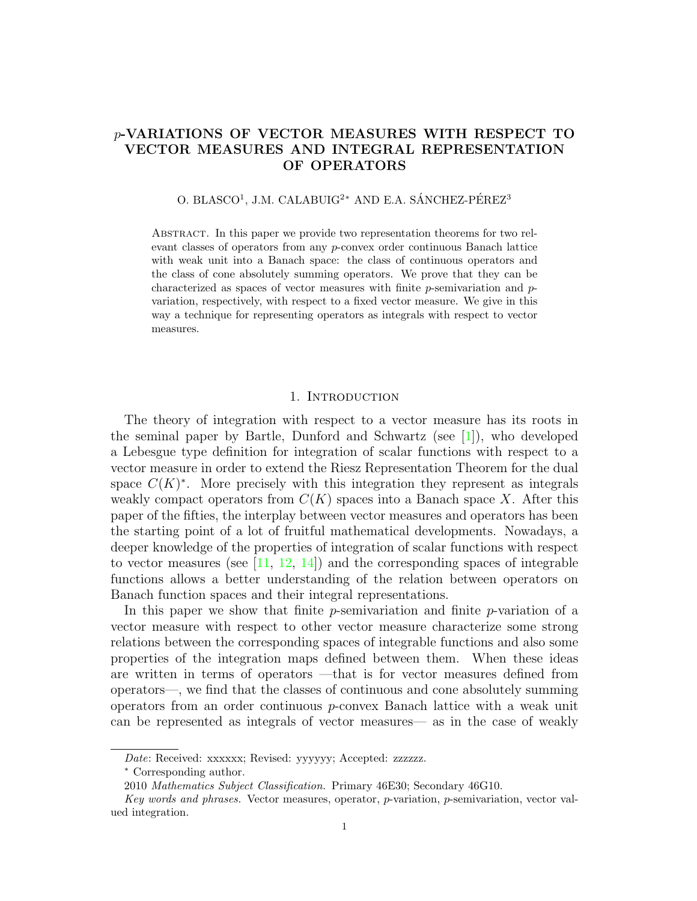# $p$-VARIATIONS OF VECTOR MEASURES WITH RESPECT TO VECTOR MEASURES AND INTEGRAL REPRESENTATION OF OPERATORS

O. BLASCO[1], J.M. CALABUIG[2*] AND E.A. SÁNCHEZ-PÉREZ[3]

Abstract. In this paper we provide two representation theorems for two relevant classes of operators from any $p$-convex order continuous Banach lattice with weak unit into a Banach space: the class of continuous operators and the class of cone absolutely summing operators. We prove that they can be characterized as spaces of vector measures with finite $p$-semivariation and $p$-variation, respectively, with respect to a fixed vector measure. We give in this way a technique for representing operators as integrals with respect to vector measures.

## 1. Introduction

The theory of integration with respect to a vector measure has its roots in the seminal paper by Bartle, Dunford and Schwartz (see [1]), who developed a Lebesgue type definition for integration of scalar functions with respect to a vector measure in order to extend the Riesz Representation Theorem for the dual space $C(K)^*$. More precisely with this integration they represent as integrals weakly compact operators from $C(K)$ spaces into a Banach space $X$. After this paper of the fifties, the interplay between vector measures and operators has been the starting point of a lot of fruitful mathematical developments. Nowadays, a deeper knowledge of the properties of integration of scalar functions with respect to vector measures (see [11, 12, 14]) and the corresponding spaces of integrable functions allows a better understanding of the relation between operators on Banach function spaces and their integral representations.

In this paper we show that finite $p$-semivariation and finite $p$-variation of a vector measure with respect to other vector measure characterize some strong relations between the corresponding spaces of integrable functions and also some properties of the integration maps defined between them. When these ideas are written in terms of operators —that is for vector measures defined from operators—, we find that the classes of continuous and cone absolutely summing operators from an order continuous $p$-convex Banach lattice with a weak unit can be represented as integrals of vector measures— as in the case of weakly

*Date*: Received: xxxxxx; Revised: yyyyyy; Accepted: zzzzzz.

[*] Corresponding author.

2010 *Mathematics Subject Classification.* Primary 46E30; Secondary 46G10.

*Key words and phrases.* Vector measures, operator, $p$-variation, $p$-semivariation, vector valued integration.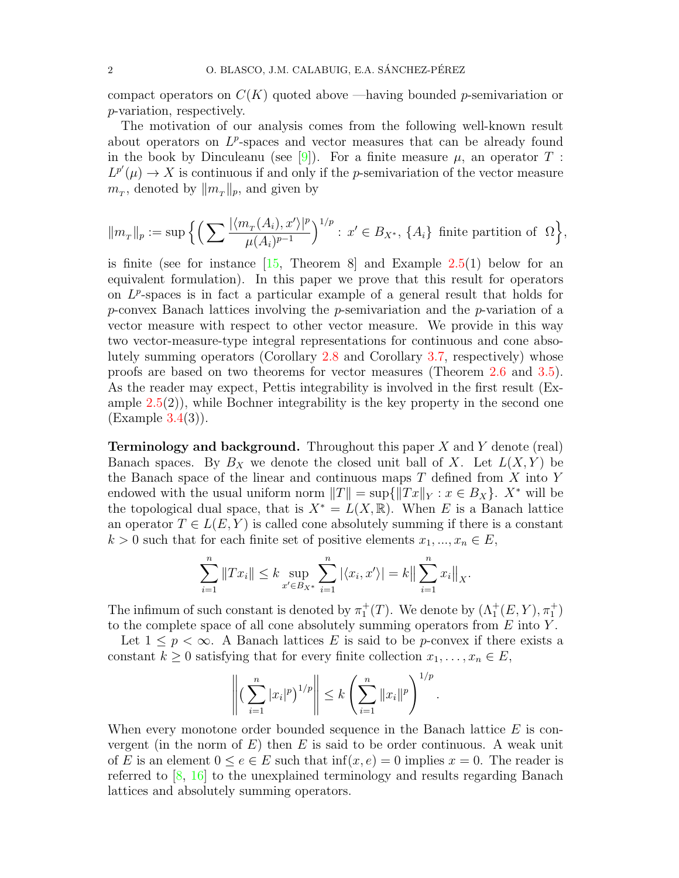compact operators on $C(K)$ quoted above —having bounded $p$-semivariation or $p$-variation, respectively.

The motivation of our analysis comes from the following well-known result about operators on $L^p$-spaces and vector measures that can be already found in the book by Dinculeanu (see [9]). For a finite measure $\mu$, an operator $T : L^{p'}(\mu) \to X$ is continuous if and only if the $p$-semivariation of the vector measure $m_T$, denoted by $\|m_T\|_p$, and given by

$$\|m_T\|_p := \sup\Big\{ \Big( \sum \frac{|\langle m_T(A_i), x'\rangle|^p}{\mu(A_i)^{p-1}} \Big)^{1/p} : x' \in B_{X^*},\ \{A_i\} \text{ finite partition of } \ \Omega \Big\},$$

is finite (see for instance [15, Theorem 8] and Example 2.5(1) below for an equivalent formulation). In this paper we prove that this result for operators on $L^p$-spaces is in fact a particular example of a general result that holds for $p$-convex Banach lattices involving the $p$-semivariation and the $p$-variation of a vector measure with respect to other vector measure. We provide in this way two vector-measure-type integral representations for continuous and cone absolutely summing operators (Corollary 2.8 and Corollary 3.7, respectively) whose proofs are based on two theorems for vector measures (Theorem 2.6 and 3.5). As the reader may expect, Pettis integrability is involved in the first result (Example 2.5(2)), while Bochner integrability is the key property in the second one (Example 3.4(3)).

**Terminology and background.** Throughout this paper $X$ and $Y$ denote (real) Banach spaces. By $B_X$ we denote the closed unit ball of $X$. Let $L(X,Y)$ be the Banach space of the linear and continuous maps $T$ defined from $X$ into $Y$ endowed with the usual uniform norm $\|T\| = \sup\{\|Tx\|_Y : x \in B_X\}$. $X^*$ will be the topological dual space, that is $X^* = L(X, \mathbb{R})$. When $E$ is a Banach lattice an operator $T \in L(E,Y)$ is called cone absolutely summing if there is a constant $k > 0$ such that for each finite set of positive elements $x_1, ..., x_n \in E$,

$$\sum_{i=1}^n \|Tx_i\| \le k \sup_{x' \in B_{X^*}} \sum_{i=1}^n |\langle x_i, x'\rangle| = k \Big\| \sum_{i=1}^n x_i \Big\|_X.$$

The infimum of such constant is denoted by $\pi_1^+(T)$. We denote by $(\Lambda_1^+(E,Y), \pi_1^+)$ to the complete space of all cone absolutely summing operators from $E$ into $Y$.

Let $1 \le p < \infty$. A Banach lattices $E$ is said to be $p$-convex if there exists a constant $k \ge 0$ satisfying that for every finite collection $x_1, \dots, x_n \in E$,

$$\Bigg\| \Big( \sum_{i=1}^n |x_i|^p \Big)^{1/p} \Bigg\| \le k \left( \sum_{i=1}^n \|x_i\|^p \right)^{1/p}.$$

When every monotone order bounded sequence in the Banach lattice $E$ is convergent (in the norm of $E$) then $E$ is said to be order continuous. A weak unit of $E$ is an element $0 \le e \in E$ such that $\inf(x, e) = 0$ implies $x = 0$. The reader is referred to [8, 16] to the unexplained terminology and results regarding Banach lattices and absolutely summing operators.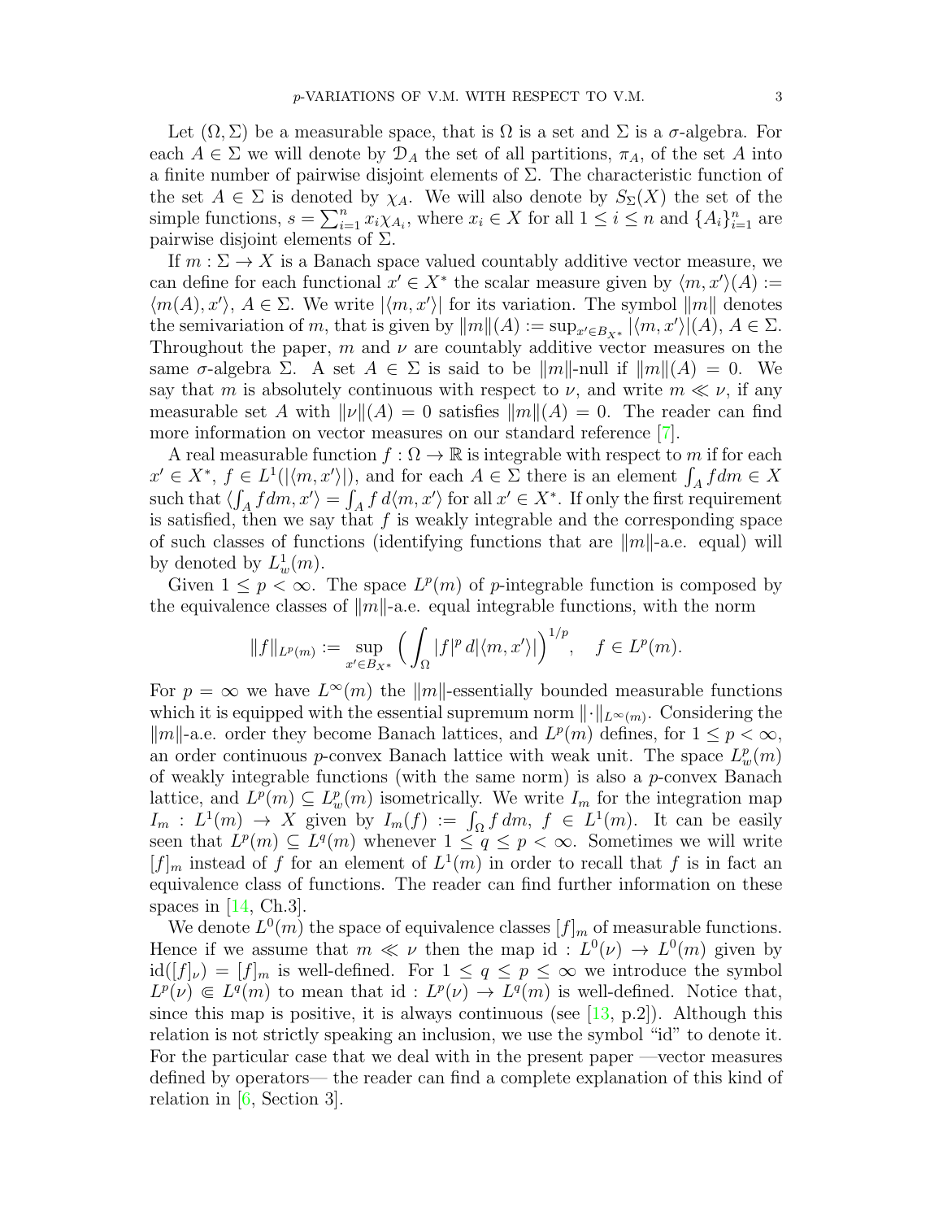Let $(\Omega, \Sigma)$ be a measurable space, that is $\Omega$ is a set and $\Sigma$ is a $\sigma$-algebra. For each $A \in \Sigma$ we will denote by $\mathcal{D}_A$ the set of all partitions, $\pi_A$, of the set $A$ into a finite number of pairwise disjoint elements of $\Sigma$. The characteristic function of the set $A \in \Sigma$ is denoted by $\chi_A$. We will also denote by $S_\Sigma(X)$ the set of the simple functions, $s = \sum_{i=1}^n x_i \chi_{A_i}$, where $x_i \in X$ for all $1 \le i \le n$ and $\{A_i\}_{i=1}^n$ are pairwise disjoint elements of $\Sigma$.

If $m : \Sigma \to X$ is a Banach space valued countably additive vector measure, we can define for each functional $x' \in X^*$ the scalar measure given by $\langle m, x'\rangle(A) := \langle m(A), x'\rangle$, $A \in \Sigma$. We write $|\langle m, x'\rangle|$ for its variation. The symbol $\|m\|$ denotes the semivariation of $m$, that is given by $\|m\|(A) := \sup_{x' \in B_{X^*}} |\langle m, x'\rangle|(A)$, $A \in \Sigma$. Throughout the paper, $m$ and $\nu$ are countably additive vector measures on the same $\sigma$-algebra $\Sigma$. A set $A \in \Sigma$ is said to be $\|m\|$-null if $\|m\|(A) = 0$. We say that $m$ is absolutely continuous with respect to $\nu$, and write $m \ll \nu$, if any measurable set $A$ with $\|\nu\|(A) = 0$ satisfies $\|m\|(A) = 0$. The reader can find more information on vector measures on our standard reference [7].

A real measurable function $f : \Omega \to \mathbb{R}$ is integrable with respect to $m$ if for each $x' \in X^*$, $f \in L^1(|\langle m, x'\rangle|)$, and for each $A \in \Sigma$ there is an element $\int_A f dm \in X$ such that $\langle \int_A f dm, x'\rangle = \int_A f \, d\langle m, x'\rangle$ for all $x' \in X^*$. If only the first requirement is satisfied, then we say that $f$ is weakly integrable and the corresponding space of such classes of functions (identifying functions that are $\|m\|$-a.e. equal) will by denoted by $L^1_w(m)$.

Given $1 \le p < \infty$. The space $L^p(m)$ of $p$-integrable function is composed by the equivalence classes of $\|m\|$-a.e. equal integrable functions, with the norm

$$\|f\|_{L^p(m)} := \sup_{x' \in B_{X^*}} \Big( \int_\Omega |f|^p \, d|\langle m, x'\rangle| \Big)^{1/p}, \quad f \in L^p(m).$$

For $p = \infty$ we have $L^\infty(m)$ the $\|m\|$-essentially bounded measurable functions which it is equipped with the essential supremum norm $\|\cdot\|_{L^\infty(m)}$. Considering the $\|m\|$-a.e. order they become Banach lattices, and $L^p(m)$ defines, for $1 \le p < \infty$, an order continuous $p$-convex Banach lattice with weak unit. The space $L^p_w(m)$ of weakly integrable functions (with the same norm) is also a $p$-convex Banach lattice, and $L^p(m) \subseteq L^p_w(m)$ isometrically. We write $I_m$ for the integration map $I_m : L^1(m) \to X$ given by $I_m(f) := \int_\Omega f \, dm$, $f \in L^1(m)$. It can be easily seen that $L^p(m) \subseteq L^q(m)$ whenever $1 \le q \le p < \infty$. Sometimes we will write $[f]_m$ instead of $f$ for an element of $L^1(m)$ in order to recall that $f$ is in fact an equivalence class of functions. The reader can find further information on these spaces in [14, Ch.3].

We denote $L^0(m)$ the space of equivalence classes $[f]_m$ of measurable functions. Hence if we assume that $m \ll \nu$ then the map $\mathrm{id} : L^0(\nu) \to L^0(m)$ given by $\mathrm{id}([f]_\nu) = [f]_m$ is well-defined. For $1 \le q \le p \le \infty$ we introduce the symbol $L^p(\nu) \Subset L^q(m)$ to mean that $\mathrm{id} : L^p(\nu) \to L^q(m)$ is well-defined. Notice that, since this map is positive, it is always continuous (see [13, p.2]). Although this relation is not strictly speaking an inclusion, we use the symbol "id" to denote it. For the particular case that we deal with in the present paper —vector measures defined by operators— the reader can find a complete explanation of this kind of relation in [6, Section 3].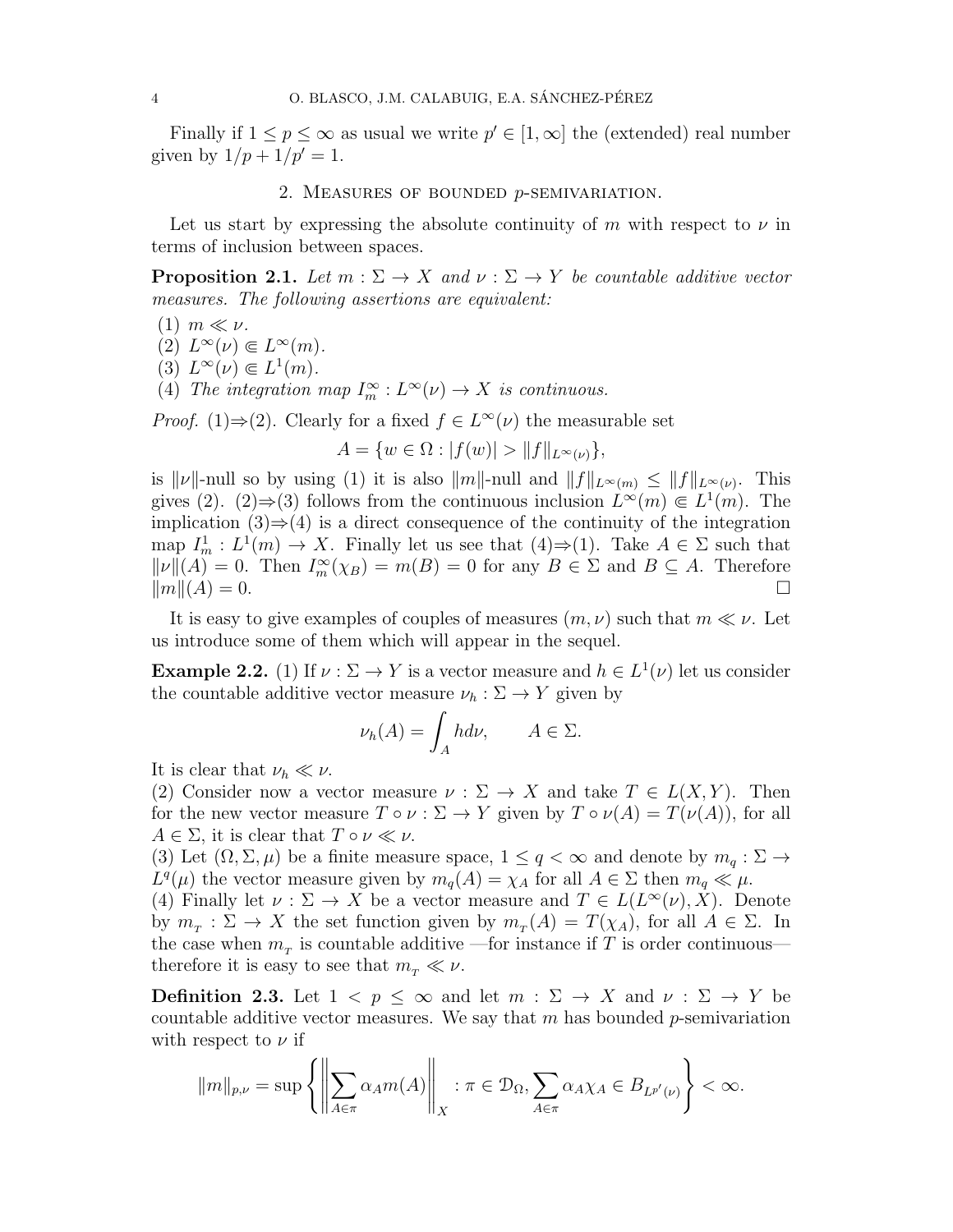Finally if $1 \leq p \leq \infty$ as usual we write $p' \in [1, \infty]$ the (extended) real number given by $1/p + 1/p' = 1$.

## 2. Measures of bounded $p$-semivariation.

Let us start by expressing the absolute continuity of $m$ with respect to $\nu$ in terms of inclusion between spaces.

**Proposition 2.1.** *Let $m : \Sigma \to X$ and $\nu : \Sigma \to Y$ be countable additive vector measures. The following assertions are equivalent:*

(1) $m \ll \nu$.
(2) $L^\infty(\nu) \Subset L^\infty(m)$.
(3) $L^\infty(\nu) \Subset L^1(m)$.
(4) *The integration map $I_m^\infty : L^\infty(\nu) \to X$ is continuous.*

*Proof.* (1)⇒(2). Clearly for a fixed $f \in L^\infty(\nu)$ the measurable set

$$A = \{w \in \Omega : |f(w)| > \|f\|_{L^\infty(\nu)}\},$$

is $\|\nu\|$-null so by using (1) it is also $\|m\|$-null and $\|f\|_{L^\infty(m)} \leq \|f\|_{L^\infty(\nu)}$. This gives (2). (2)⇒(3) follows from the continuous inclusion $L^\infty(m) \Subset L^1(m)$. The implication (3)⇒(4) is a direct consequence of the continuity of the integration map $I_m^1 : L^1(m) \to X$. Finally let us see that (4)⇒(1). Take $A \in \Sigma$ such that $\|\nu\|(A) = 0$. Then $I_m^\infty(\chi_B) = m(B) = 0$ for any $B \in \Sigma$ and $B \subseteq A$. Therefore $\|m\|(A) = 0$. □

It is easy to give examples of couples of measures $(m, \nu)$ such that $m \ll \nu$. Let us introduce some of them which will appear in the sequel.

**Example 2.2.** (1) If $\nu : \Sigma \to Y$ is a vector measure and $h \in L^1(\nu)$ let us consider the countable additive vector measure $\nu_h : \Sigma \to Y$ given by

$$\nu_h(A) = \int_A h d\nu, \qquad A \in \Sigma.$$

It is clear that $\nu_h \ll \nu$.
(2) Consider now a vector measure $\nu : \Sigma \to X$ and take $T \in L(X, Y)$. Then for the new vector measure $T \circ \nu : \Sigma \to Y$ given by $T \circ \nu(A) = T(\nu(A))$, for all $A \in \Sigma$, it is clear that $T \circ \nu \ll \nu$.
(3) Let $(\Omega, \Sigma, \mu)$ be a finite measure space, $1 \leq q < \infty$ and denote by $m_q : \Sigma \to L^q(\mu)$ the vector measure given by $m_q(A) = \chi_A$ for all $A \in \Sigma$ then $m_q \ll \mu$.
(4) Finally let $\nu : \Sigma \to X$ be a vector measure and $T \in L(L^\infty(\nu), X)$. Denote by $m_T : \Sigma \to X$ the set function given by $m_T(A) = T(\chi_A)$, for all $A \in \Sigma$. In the case when $m_T$ is countable additive —for instance if $T$ is order continuous— therefore it is easy to see that $m_T \ll \nu$.

**Definition 2.3.** Let $1 < p \leq \infty$ and let $m : \Sigma \to X$ and $\nu : \Sigma \to Y$ be countable additive vector measures. We say that $m$ has bounded $p$-semivariation with respect to $\nu$ if

$$\|m\|_{p,\nu} = \sup \left\{ \left\| \sum_{A \in \pi} \alpha_A m(A) \right\|_X : \pi \in \mathcal{D}_\Omega, \sum_{A \in \pi} \alpha_A \chi_A \in B_{L^{p'}(\nu)} \right\} < \infty.$$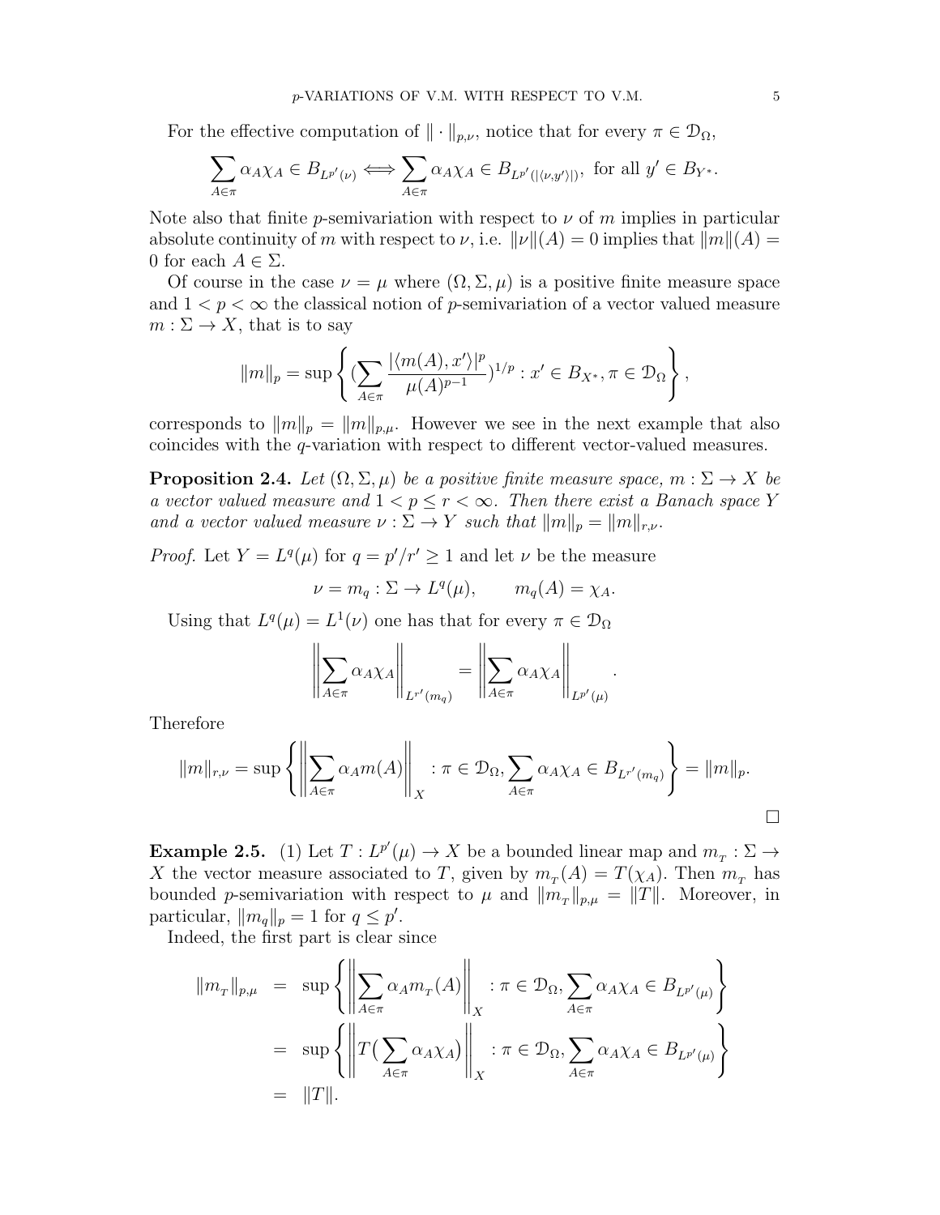For the effective computation of $\| \cdot \|_{p,\nu}$, notice that for every $\pi \in \mathcal{D}_\Omega$,

$$\sum_{A\in\pi} \alpha_A \chi_A \in B_{L^{p'}(\nu)} \Longleftrightarrow \sum_{A\in\pi} \alpha_A \chi_A \in B_{L^{p'}(|\langle \nu, y'\rangle|)}, \text{ for all } y' \in B_{Y^*}.$$

Note also that finite $p$-semivariation with respect to $\nu$ of $m$ implies in particular absolute continuity of $m$ with respect to $\nu$, i.e. $\|\nu\|(A) = 0$ implies that $\|m\|(A) = 0$ for each $A \in \Sigma$.

Of course in the case $\nu = \mu$ where $(\Omega, \Sigma, \mu)$ is a positive finite measure space and $1 < p < \infty$ the classical notion of $p$-semivariation of a vector valued measure $m : \Sigma \to X$, that is to say

$$\|m\|_p = \sup \left\{ (\sum_{A\in\pi} \frac{|\langle m(A), x'\rangle|^p}{\mu(A)^{p-1}})^{1/p} : x' \in B_{X^*}, \pi \in \mathcal{D}_\Omega \right\},$$

corresponds to $\|m\|_p = \|m\|_{p,\mu}$. However we see in the next example that also coincides with the $q$-variation with respect to different vector-valued measures.

**Proposition 2.4.** *Let $(\Omega, \Sigma, \mu)$ be a positive finite measure space, $m : \Sigma \to X$ be a vector valued measure and $1 < p \leq r < \infty$. Then there exist a Banach space $Y$ and a vector valued measure $\nu : \Sigma \to Y$ such that $\|m\|_p = \|m\|_{r,\nu}$.*

*Proof.* Let $Y = L^q(\mu)$ for $q = p'/r' \geq 1$ and let $\nu$ be the measure

$$\nu = m_q : \Sigma \to L^q(\mu), \qquad m_q(A) = \chi_A.$$

Using that $L^q(\mu) = L^1(\nu)$ one has that for every $\pi \in \mathcal{D}_\Omega$

$$\left\| \sum_{A\in\pi} \alpha_A \chi_A \right\|_{L^{r'}(m_q)} = \left\| \sum_{A\in\pi} \alpha_A \chi_A \right\|_{L^{p'}(\mu)}.$$

Therefore

$$\|m\|_{r,\nu} = \sup \left\{ \left\| \sum_{A\in\pi} \alpha_A m(A) \right\|_X : \pi \in \mathcal{D}_\Omega, \sum_{A\in\pi} \alpha_A \chi_A \in B_{L^{r'}(m_q)} \right\} = \|m\|_p.$$

$\square$

**Example 2.5.** (1) Let $T : L^{p'}(\mu) \to X$ be a bounded linear map and $m_T : \Sigma \to X$ the vector measure associated to $T$, given by $m_T(A) = T(\chi_A)$. Then $m_T$ has bounded $p$-semivariation with respect to $\mu$ and $\|m_T\|_{p,\mu} = \|T\|$. Moreover, in particular, $\|m_q\|_p = 1$ for $q \leq p'$.

Indeed, the first part is clear since

$$\begin{aligned}
\|m_T\|_{p,\mu} &= \sup \left\{ \left\| \sum_{A\in\pi} \alpha_A m_T(A) \right\|_X : \pi \in \mathcal{D}_\Omega, \sum_{A\in\pi} \alpha_A \chi_A \in B_{L^{p'}(\mu)} \right\} \\
&= \sup \left\{ \left\| T\big(\sum_{A\in\pi} \alpha_A \chi_A\big) \right\|_X : \pi \in \mathcal{D}_\Omega, \sum_{A\in\pi} \alpha_A \chi_A \in B_{L^{p'}(\mu)} \right\} \\
&= \|T\|.
\end{aligned}$$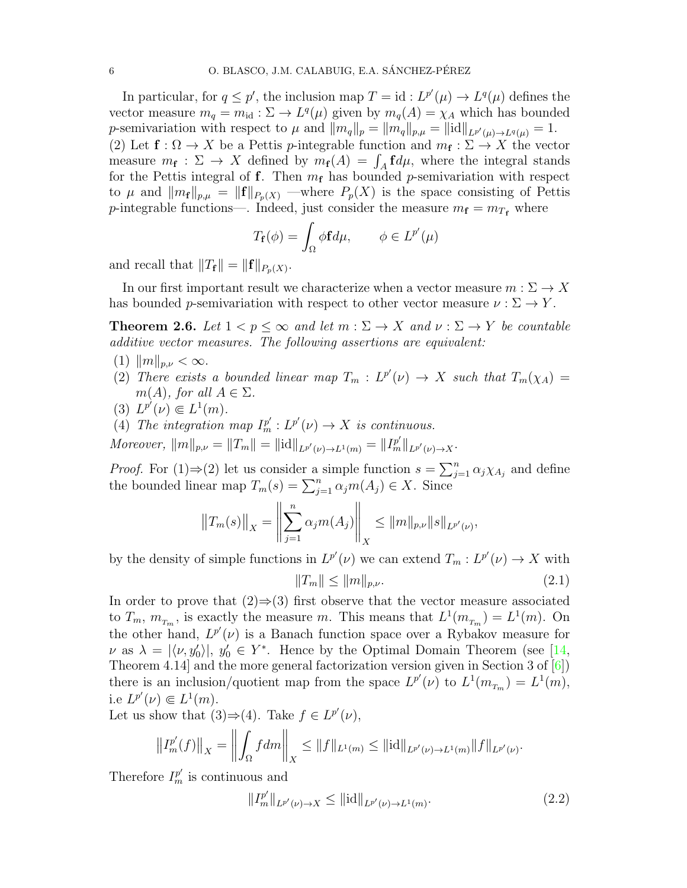In particular, for $q \leq p'$, the inclusion map $T = \mathrm{id} : L^{p'}(\mu) \to L^q(\mu)$ defines the vector measure $m_q = m_{\mathrm{id}} : \Sigma \to L^q(\mu)$ given by $m_q(A) = \chi_A$ which has bounded $p$-semivariation with respect to $\mu$ and $\|m_q\|_p = \|m_q\|_{p,\mu} = \|\mathrm{id}\|_{L^{p'}(\mu)\to L^q(\mu)} = 1$.
(2) Let $\mathbf{f} : \Omega \to X$ be a Pettis $p$-integrable function and $m_{\mathbf{f}} : \Sigma \to X$ the vector measure $m_{\mathbf{f}} : \Sigma \to X$ defined by $m_{\mathbf{f}}(A) = \int_A \mathbf{f} d\mu$, where the integral stands for the Pettis integral of $\mathbf{f}$. Then $m_{\mathbf{f}}$ has bounded $p$-semivariation with respect to $\mu$ and $\|m_{\mathbf{f}}\|_{p,\mu} = \|\mathbf{f}\|_{P_p(X)}$ —where $P_p(X)$ is the space consisting of Pettis $p$-integrable functions—. Indeed, just consider the measure $m_{\mathbf{f}} = m_{T_{\mathbf{f}}}$ where

$$T_{\mathbf{f}}(\phi) = \int_\Omega \phi \mathbf{f} d\mu, \qquad \phi \in L^{p'}(\mu)$$

and recall that $\|T_{\mathbf{f}}\| = \|\mathbf{f}\|_{P_p(X)}$.

In our first important result we characterize when a vector measure $m : \Sigma \to X$ has bounded $p$-semivariation with respect to other vector measure $\nu : \Sigma \to Y$.

**Theorem 2.6.** *Let $1 < p \leq \infty$ and let $m : \Sigma \to X$ and $\nu : \Sigma \to Y$ be countable additive vector measures. The following assertions are equivalent:*

1. $\|m\|_{p,\nu} < \infty$.
2. *There exists a bounded linear map $T_m : L^{p'}(\nu) \to X$ such that $T_m(\chi_A) = m(A)$, for all $A \in \Sigma$.*
3. $L^{p'}(\nu) \Subset L^1(m)$.
4. *The integration map $I_m^{p'} : L^{p'}(\nu) \to X$ is continuous.*

*Moreover,* $\|m\|_{p,\nu} = \|T_m\| = \|\mathrm{id}\|_{L^{p'}(\nu)\to L^1(m)} = \|I_m^{p'}\|_{L^{p'}(\nu)\to X}$.

*Proof.* For (1)⇒(2) let us consider a simple function $s = \sum_{j=1}^n \alpha_j \chi_{A_j}$ and define the bounded linear map $T_m(s) = \sum_{j=1}^n \alpha_j m(A_j) \in X$. Since

$$\big\|T_m(s)\big\|_X = \left\|\sum_{j=1}^n \alpha_j m(A_j)\right\|_X \leq \|m\|_{p,\nu}\|s\|_{L^{p'}(\nu)},$$

by the density of simple functions in $L^{p'}(\nu)$ we can extend $T_m : L^{p'}(\nu) \to X$ with

$$\|T_m\| \leq \|m\|_{p,\nu}. \tag{2.1}$$

In order to prove that (2)⇒(3) first observe that the vector measure associated to $T_m$, $m_{T_m}$, is exactly the measure $m$. This means that $L^1(m_{T_m}) = L^1(m)$. On the other hand, $L^{p'}(\nu)$ is a Banach function space over a Rybakov measure for $\nu$ as $\lambda = |\langle \nu, y_0'\rangle|$, $y_0' \in Y^*$. Hence by the Optimal Domain Theorem (see [14, Theorem 4.14] and the more general factorization version given in Section 3 of [6]) there is an inclusion/quotient map from the space $L^{p'}(\nu)$ to $L^1(m_{T_m}) = L^1(m)$, i.e $L^{p'}(\nu) \Subset L^1(m)$.
Let us show that (3)⇒(4). Take $f \in L^{p'}(\nu)$,

$$\big\|I_m^{p'}(f)\big\|_X = \left\|\int_\Omega f dm\right\|_X \leq \|f\|_{L^1(m)} \leq \|\mathrm{id}\|_{L^{p'}(\nu)\to L^1(m)}\|f\|_{L^{p'}(\nu)}.$$

Therefore $I_m^{p'}$ is continuous and

$$\|I_m^{p'}\|_{L^{p'}(\nu)\to X} \leq \|\mathrm{id}\|_{L^{p'}(\nu)\to L^1(m)}. \tag{2.2}$$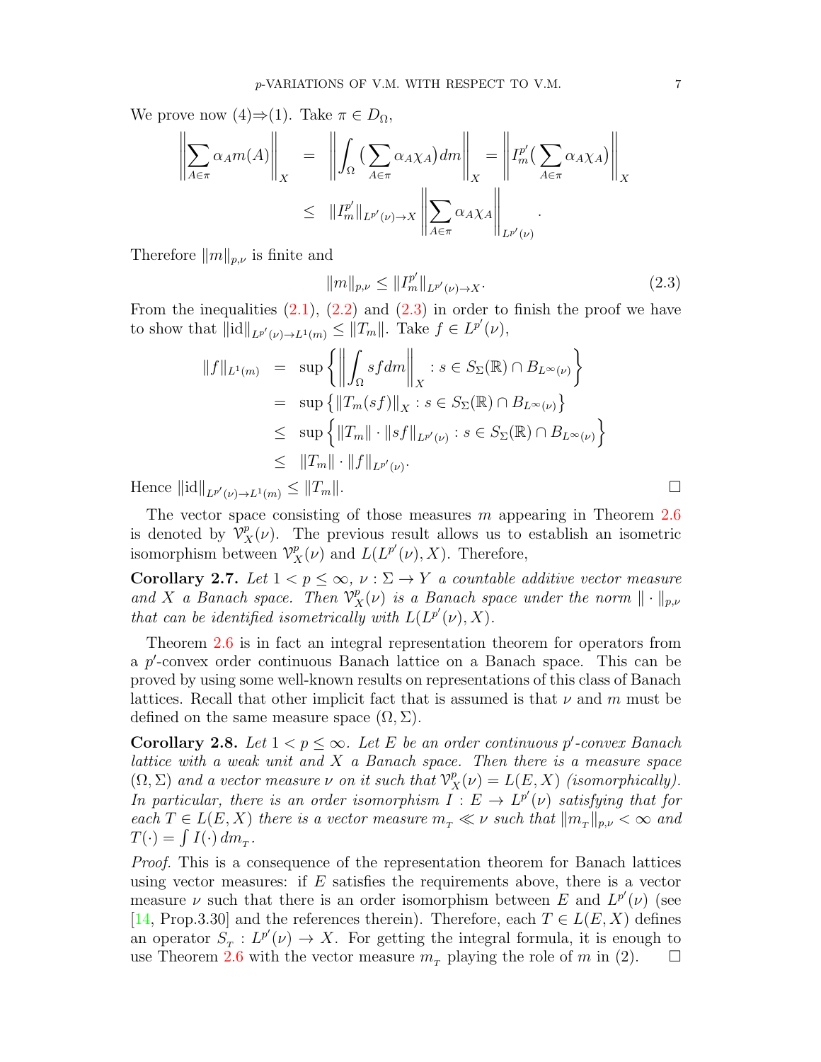We prove now (4)⇒(1). Take $\pi \in D_\Omega$,

$$
\begin{aligned}
\Big\| \sum_{A \in \pi} \alpha_A m(A) \Big\|_X &= \Big\| \int_\Omega \big( \sum_{A \in \pi} \alpha_A \chi_A \big) \, dm \Big\|_X = \Big\| I_m^{p'} \big( \sum_{A \in \pi} \alpha_A \chi_A \big) \Big\|_X \\
&\leq \| I_m^{p'} \|_{L^{p'}(\nu) \to X} \Big\| \sum_{A \in \pi} \alpha_A \chi_A \Big\|_{L^{p'}(\nu)}.
\end{aligned}
$$

Therefore $\|m\|_{p,\nu}$ is finite and

$$
\|m\|_{p,\nu} \leq \| I_m^{p'} \|_{L^{p'}(\nu) \to X}. \tag{2.3}
$$

From the inequalities (2.1), (2.2) and (2.3) in order to finish the proof we have to show that $\|\mathrm{id}\|_{L^{p'}(\nu) \to L^1(m)} \leq \|T_m\|$. Take $f \in L^{p'}(\nu)$,

$$
\begin{aligned}
\|f\|_{L^1(m)} &= \sup \Big\{ \Big\| \int_\Omega s f \, dm \Big\|_X : s \in S_\Sigma(\mathbb{R}) \cap B_{L^\infty(\nu)} \Big\} \\
&= \sup \big\{ \|T_m(sf)\|_X : s \in S_\Sigma(\mathbb{R}) \cap B_{L^\infty(\nu)} \big\} \\
&\leq \sup \Big\{ \|T_m\| \cdot \|sf\|_{L^{p'}(\nu)} : s \in S_\Sigma(\mathbb{R}) \cap B_{L^\infty(\nu)} \Big\} \\
&\leq \|T_m\| \cdot \|f\|_{L^{p'}(\nu)}.
\end{aligned}
$$

Hence $\|\mathrm{id}\|_{L^{p'}(\nu) \to L^1(m)} \leq \|T_m\|$. □

The vector space consisting of those measures $m$ appearing in Theorem 2.6 is denoted by $\mathcal{V}_X^p(\nu)$. The previous result allows us to establish an isometric isomorphism between $\mathcal{V}_X^p(\nu)$ and $L(L^{p'}(\nu), X)$. Therefore,

**Corollary 2.7.** *Let $1 < p \leq \infty$, $\nu : \Sigma \to Y$ a countable additive vector measure and $X$ a Banach space. Then $\mathcal{V}_X^p(\nu)$ is a Banach space under the norm $\| \cdot \|_{p,\nu}$ that can be identified isometrically with $L(L^{p'}(\nu), X)$.*

Theorem 2.6 is in fact an integral representation theorem for operators from a $p'$-convex order continuous Banach lattice on a Banach space. This can be proved by using some well-known results on representations of this class of Banach lattices. Recall that other implicit fact that is assumed is that $\nu$ and $m$ must be defined on the same measure space $(\Omega, \Sigma)$.

**Corollary 2.8.** *Let $1 < p \leq \infty$. Let $E$ be an order continuous $p'$-convex Banach lattice with a weak unit and $X$ a Banach space. Then there is a measure space $(\Omega, \Sigma)$ and a vector measure $\nu$ on it such that $\mathcal{V}_X^p(\nu) = L(E, X)$ (isomorphically). In particular, there is an order isomorphism $I : E \to L^{p'}(\nu)$ satisfying that for each $T \in L(E, X)$ there is a vector measure $m_T \ll \nu$ such that $\|m_T\|_{p,\nu} < \infty$ and $T(\cdot) = \int I(\cdot) \, dm_T$.*

*Proof.* This is a consequence of the representation theorem for Banach lattices using vector measures: if $E$ satisfies the requirements above, there is a vector measure $\nu$ such that there is an order isomorphism between $E$ and $L^{p'}(\nu)$ (see [14, Prop.3.30] and the references therein). Therefore, each $T \in L(E, X)$ defines an operator $S_T : L^{p'}(\nu) \to X$. For getting the integral formula, it is enough to use Theorem 2.6 with the vector measure $m_T$ playing the role of $m$ in (2). □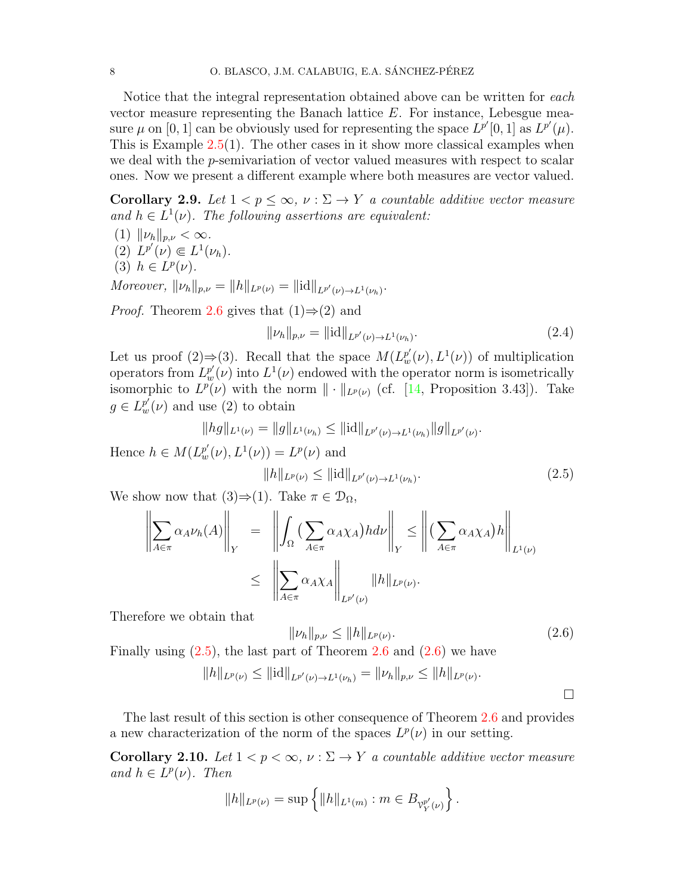Notice that the integral representation obtained above can be written for *each* vector measure representing the Banach lattice $E$. For instance, Lebesgue measure $\mu$ on $[0,1]$ can be obviously used for representing the space $L^{p'}[0,1]$ as $L^{p'}(\mu)$. This is Example 2.5(1). The other cases in it show more classical examples when we deal with the $p$-semivariation of vector valued measures with respect to scalar ones. Now we present a different example where both measures are vector valued.

**Corollary 2.9.** *Let $1 < p \leq \infty$, $\nu : \Sigma \to Y$ a countable additive vector measure and $h \in L^1(\nu)$. The following assertions are equivalent:*

1. $\|\nu_h\|_{p,\nu} < \infty$.
2. $L^{p'}(\nu) \Subset L^1(\nu_h)$.
3. $h \in L^p(\nu)$.

*Moreover, $\|\nu_h\|_{p,\nu} = \|h\|_{L^p(\nu)} = \|\mathrm{id}\|_{L^{p'}(\nu)\to L^1(\nu_h)}$.*

*Proof.* Theorem 2.6 gives that (1)⇒(2) and

$$\|\nu_h\|_{p,\nu} = \|\mathrm{id}\|_{L^{p'}(\nu)\to L^1(\nu_h)}. \tag{2.4}$$

Let us proof (2)⇒(3). Recall that the space $M(L^{p'}_w(\nu), L^1(\nu))$ of multiplication operators from $L^{p'}_w(\nu)$ into $L^1(\nu)$ endowed with the operator norm is isometrically isomorphic to $L^p(\nu)$ with the norm $\|\cdot\|_{L^p(\nu)}$ (cf. [14, Proposition 3.43]). Take $g \in L^{p'}_w(\nu)$ and use (2) to obtain

$$\|hg\|_{L^1(\nu)} = \|g\|_{L^1(\nu_h)} \leq \|\mathrm{id}\|_{L^{p'}(\nu)\to L^1(\nu_h)}\|g\|_{L^{p'}(\nu)}.$$

Hence $h \in M(L^{p'}_w(\nu), L^1(\nu)) = L^p(\nu)$ and

$$\|h\|_{L^p(\nu)} \leq \|\mathrm{id}\|_{L^{p'}(\nu)\to L^1(\nu_h)}. \tag{2.5}$$

We show now that (3)⇒(1). Take $\pi \in \mathcal{D}_\Omega$,

$$\begin{aligned}\Big\|\sum_{A\in\pi}\alpha_A\nu_h(A)\Big\|_Y &= \Big\|\int_\Omega\big(\sum_{A\in\pi}\alpha_A\chi_A\big)hd\nu\Big\|_Y \leq \Big\|\big(\sum_{A\in\pi}\alpha_A\chi_A\big)h\Big\|_{L^1(\nu)}\\ &\leq \Big\|\sum_{A\in\pi}\alpha_A\chi_A\Big\|_{L^{p'}(\nu)}\|h\|_{L^p(\nu)}.\end{aligned}$$

Therefore we obtain that

$$\|\nu_h\|_{p,\nu} \leq \|h\|_{L^p(\nu)}. \tag{2.6}$$

Finally using (2.5), the last part of Theorem 2.6 and (2.6) we have

$$\|h\|_{L^p(\nu)} \leq \|\mathrm{id}\|_{L^{p'}(\nu)\to L^1(\nu_h)} = \|\nu_h\|_{p,\nu} \leq \|h\|_{L^p(\nu)}.$$

□

The last result of this section is other consequence of Theorem 2.6 and provides a new characterization of the norm of the spaces $L^p(\nu)$ in our setting.

**Corollary 2.10.** *Let $1 < p < \infty$, $\nu : \Sigma \to Y$ a countable additive vector measure and $h \in L^p(\nu)$. Then*

$$\|h\|_{L^p(\nu)} = \sup\left\{\|h\|_{L^1(m)} : m \in B_{\mathcal{V}^{p'}_Y(\nu)}\right\}.$$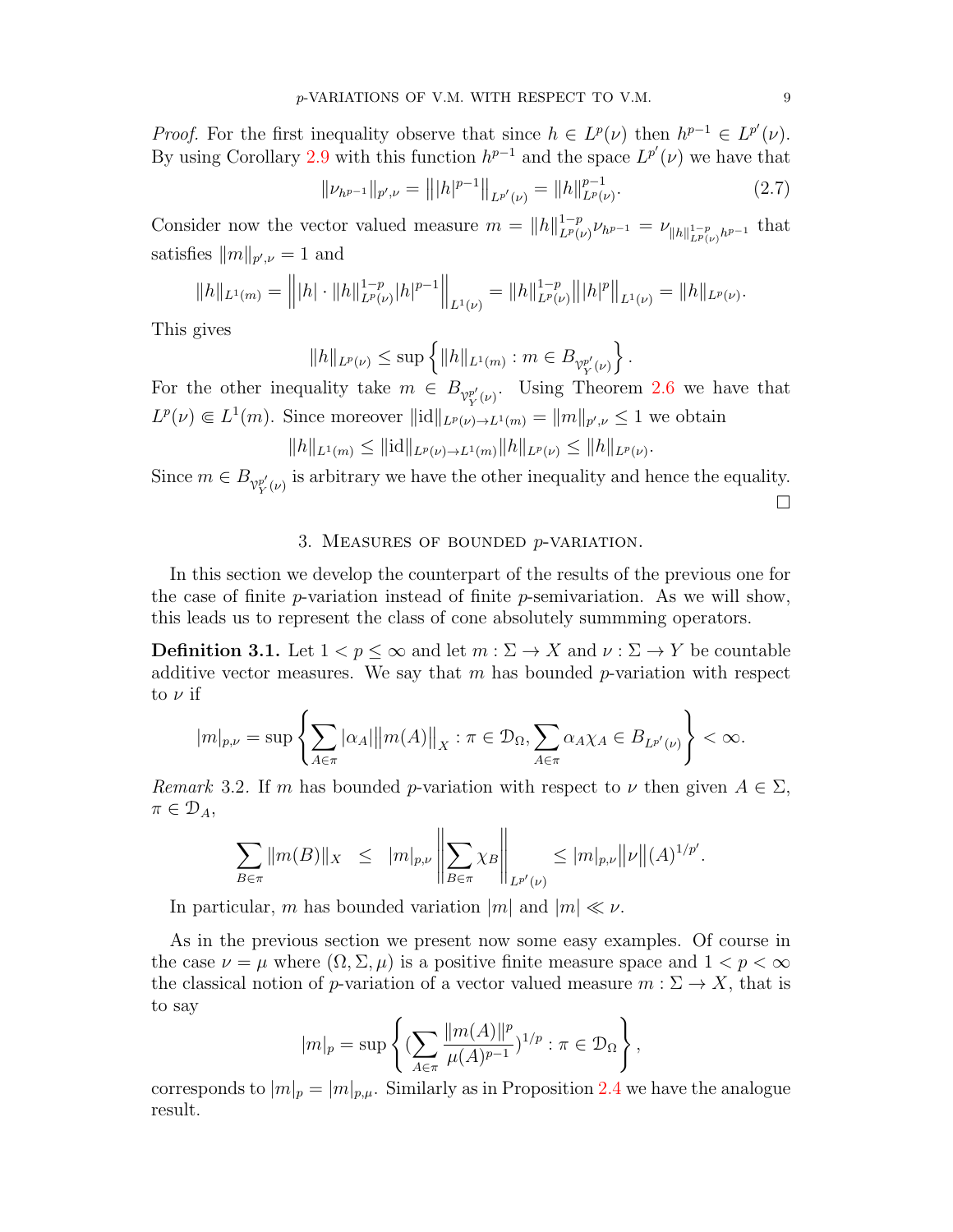*Proof.* For the first inequality observe that since $h \in L^p(\nu)$ then $h^{p-1} \in L^{p'}(\nu)$. By using Corollary 2.9 with this function $h^{p-1}$ and the space $L^{p'}(\nu)$ we have that

$$\|\nu_{h^{p-1}}\|_{p',\nu} = \big\||h|^{p-1}\big\|_{L^{p'}(\nu)} = \|h\|_{L^p(\nu)}^{p-1}. \tag{2.7}$$

Consider now the vector valued measure $m = \|h\|_{L^p(\nu)}^{1-p}\nu_{h^{p-1}} = \nu_{\|h\|_{L^p(\nu)}^{1-p}h^{p-1}}$ that satisfies $\|m\|_{p',\nu} = 1$ and

$$\|h\|_{L^1(m)} = \Big\||h| \cdot \|h\|_{L^p(\nu)}^{1-p}|h|^{p-1}\Big\|_{L^1(\nu)} = \|h\|_{L^p(\nu)}^{1-p}\big\||h|^p\big\|_{L^1(\nu)} = \|h\|_{L^p(\nu)}.$$

This gives

$$\|h\|_{L^p(\nu)} \le \sup\left\{\|h\|_{L^1(m)} : m \in B_{\mathcal{V}_Y^{p'}(\nu)}\right\}.$$

For the other inequality take $m \in B_{\mathcal{V}_Y^{p'}(\nu)}$. Using Theorem 2.6 we have that $L^p(\nu) \Subset L^1(m)$. Since moreover $\|\mathrm{id}\|_{L^p(\nu)\to L^1(m)} = \|m\|_{p',\nu} \le 1$ we obtain

$$\|h\|_{L^1(m)} \le \|\mathrm{id}\|_{L^p(\nu)\to L^1(m)}\|h\|_{L^p(\nu)} \le \|h\|_{L^p(\nu)}.$$

Since $m \in B_{\mathcal{V}_Y^{p'}(\nu)}$ is arbitrary we have the other inequality and hence the equality. $\square$

## 3. Measures of bounded $p$-variation.

In this section we develop the counterpart of the results of the previous one for the case of finite $p$-variation instead of finite $p$-semivariation. As we will show, this leads us to represent the class of cone absolutely summming operators.

**Definition 3.1.** Let $1 < p \le \infty$ and let $m : \Sigma \to X$ and $\nu : \Sigma \to Y$ be countable additive vector measures. We say that $m$ has bounded $p$-variation with respect to $\nu$ if

$$|m|_{p,\nu} = \sup\left\{\sum_{A\in\pi}|\alpha_A|\big\|m(A)\big\|_X : \pi \in \mathcal{D}_\Omega, \sum_{A\in\pi}\alpha_A\chi_A \in B_{L^{p'}(\nu)}\right\} < \infty.$$

*Remark* 3.2. If $m$ has bounded $p$-variation with respect to $\nu$ then given $A \in \Sigma$, $\pi \in \mathcal{D}_A$,

$$\sum_{B\in\pi}\|m(B)\|_X \le |m|_{p,\nu}\left\|\sum_{B\in\pi}\chi_B\right\|_{L^{p'}(\nu)} \le |m|_{p,\nu}\big\|\nu\big\|(A)^{1/p'}.$$

In particular, $m$ has bounded variation $|m|$ and $|m| \ll \nu$.

As in the previous section we present now some easy examples. Of course in the case $\nu = \mu$ where $(\Omega, \Sigma, \mu)$ is a positive finite measure space and $1 < p < \infty$ the classical notion of $p$-variation of a vector valued measure $m : \Sigma \to X$, that is to say

$$|m|_p = \sup\left\{\Big(\sum_{A\in\pi}\frac{\|m(A)\|^p}{\mu(A)^{p-1}}\Big)^{1/p} : \pi \in \mathcal{D}_\Omega\right\},$$

corresponds to $|m|_p = |m|_{p,\mu}$. Similarly as in Proposition 2.4 we have the analogue result.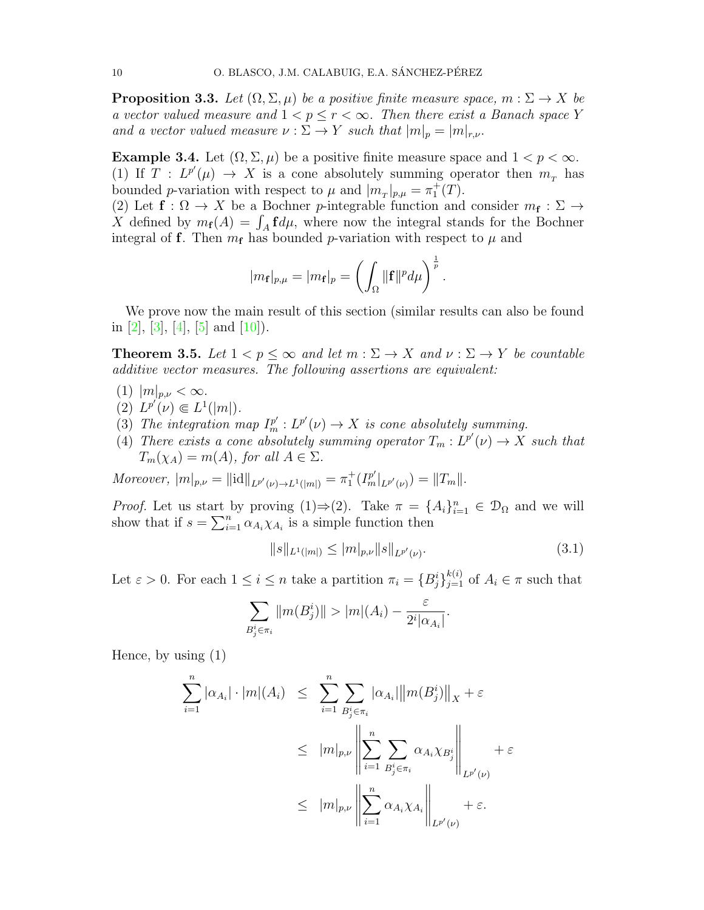**Proposition 3.3.** *Let $(\Omega, \Sigma, \mu)$ be a positive finite measure space, $m : \Sigma \to X$ be a vector valued measure and $1 < p \leq r < \infty$. Then there exist a Banach space $Y$ and a vector valued measure $\nu : \Sigma \to Y$ such that $|m|_p = |m|_{r,\nu}$.*

**Example 3.4.** Let $(\Omega, \Sigma, \mu)$ be a positive finite measure space and $1 < p < \infty$.
(1) If $T : L^{p'}(\mu) \to X$ is a cone absolutely summing operator then $m_T$ has bounded $p$-variation with respect to $\mu$ and $|m_T|_{p,\mu} = \pi_1^+(T)$.
(2) Let $\mathbf{f} : \Omega \to X$ be a Bochner $p$-integrable function and consider $m_{\mathbf{f}} : \Sigma \to X$ defined by $m_{\mathbf{f}}(A) = \int_A \mathbf{f} d\mu$, where now the integral stands for the Bochner integral of $\mathbf{f}$. Then $m_{\mathbf{f}}$ has bounded $p$-variation with respect to $\mu$ and

$$|m_{\mathbf{f}}|_{p,\mu} = |m_{\mathbf{f}}|_p = \left( \int_\Omega \|\mathbf{f}\|^p d\mu \right)^{\frac{1}{p}}.$$

We prove now the main result of this section (similar results can also be found in [2], [3], [4], [5] and [10]).

**Theorem 3.5.** *Let $1 < p \leq \infty$ and let $m : \Sigma \to X$ and $\nu : \Sigma \to Y$ be countable additive vector measures. The following assertions are equivalent:*

1. *$|m|_{p,\nu} < \infty$.*
2. *$L^{p'}(\nu) \Subset L^1(|m|)$.*
3. *The integration map $I_m^{p'} : L^{p'}(\nu) \to X$ is cone absolutely summing.*
4. *There exists a cone absolutely summing operator $T_m : L^{p'}(\nu) \to X$ such that $T_m(\chi_A) = m(A)$, for all $A \in \Sigma$.*

*Moreover, $|m|_{p,\nu} = \|\mathrm{id}\|_{L^{p'}(\nu) \to L^1(|m|)} = \pi_1^+(I_m^{p'}|_{L^{p'}(\nu)}) = \|T_m\|$.*

*Proof.* Let us start by proving (1)⇒(2). Take $\pi = \{A_i\}_{i=1}^n \in \mathcal{D}_\Omega$ and we will show that if $s = \sum_{i=1}^n \alpha_{A_i} \chi_{A_i}$ is a simple function then

$$\|s\|_{L^1(|m|)} \leq |m|_{p,\nu} \|s\|_{L^{p'}(\nu)}. \tag{3.1}$$

Let $\varepsilon > 0$. For each $1 \leq i \leq n$ take a partition $\pi_i = \{B_j^i\}_{j=1}^{k(i)}$ of $A_i \in \pi$ such that

$$\sum_{B_j^i \in \pi_i} \|m(B_j^i)\| > |m|(A_i) - \frac{\varepsilon}{2^i |\alpha_{A_i}|}.$$

Hence, by using (1)

$$\begin{aligned}
\sum_{i=1}^n |\alpha_{A_i}| \cdot |m|(A_i) &\leq \sum_{i=1}^n \sum_{B_j^i \in \pi_i} |\alpha_{A_i}| \left\| m(B_j^i) \right\|_X + \varepsilon \\
&\leq |m|_{p,\nu} \left\| \sum_{i=1}^n \sum_{B_j^i \in \pi_i} \alpha_{A_i} \chi_{B_j^i} \right\|_{L^{p'}(\nu)} + \varepsilon \\
&\leq |m|_{p,\nu} \left\| \sum_{i=1}^n \alpha_{A_i} \chi_{A_i} \right\|_{L^{p'}(\nu)} + \varepsilon.
\end{aligned}$$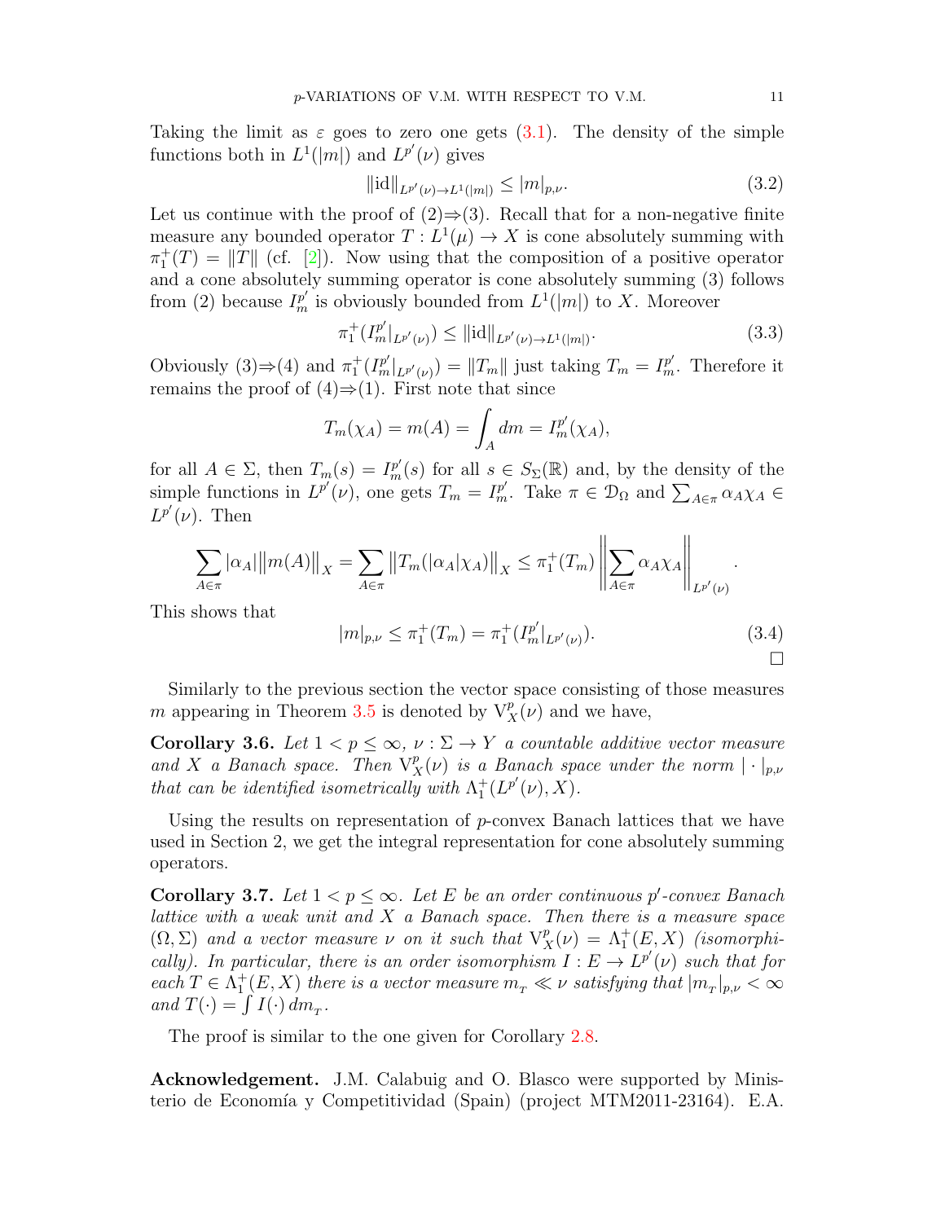Taking the limit as $\varepsilon$ goes to zero one gets (3.1). The density of the simple functions both in $L^1(|m|)$ and $L^{p'}(\nu)$ gives

$$\|\mathrm{id}\|_{L^{p'}(\nu)\to L^1(|m|)} \leq |m|_{p,\nu}. \tag{3.2}$$

Let us continue with the proof of (2)⇒(3). Recall that for a non-negative finite measure any bounded operator $T : L^1(\mu) \to X$ is cone absolutely summing with $\pi_1^+(T) = \|T\|$ (cf. [2]). Now using that the composition of a positive operator and a cone absolutely summing operator is cone absolutely summing (3) follows from (2) because $I_m^{p'}$ is obviously bounded from $L^1(|m|)$ to $X$. Moreover

$$\pi_1^+(I_m^{p'}|_{L^{p'}(\nu)}) \leq \|\mathrm{id}\|_{L^{p'}(\nu)\to L^1(|m|)}. \tag{3.3}$$

Obviously (3)⇒(4) and $\pi_1^+(I_m^{p'}|_{L^{p'}(\nu)}) = \|T_m\|$ just taking $T_m = I_m^{p'}$. Therefore it remains the proof of (4)⇒(1). First note that since

$$T_m(\chi_A) = m(A) = \int_A dm = I_m^{p'}(\chi_A),$$

for all $A \in \Sigma$, then $T_m(s) = I_m^{p'}(s)$ for all $s \in S_\Sigma(\mathbb{R})$ and, by the density of the simple functions in $L^{p'}(\nu)$, one gets $T_m = I_m^{p'}$. Take $\pi \in \mathcal{D}_\Omega$ and $\sum_{A\in\pi} \alpha_A \chi_A \in L^{p'}(\nu)$. Then

$$\sum_{A\in\pi} |\alpha_A| \big\|m(A)\big\|_X = \sum_{A\in\pi} \big\|T_m(|\alpha_A|\chi_A)\big\|_X \leq \pi_1^+(T_m) \left\|\sum_{A\in\pi} \alpha_A \chi_A\right\|_{L^{p'}(\nu)}.$$

This shows that

$$|m|_{p,\nu} \leq \pi_1^+(T_m) = \pi_1^+(I_m^{p'}|_{L^{p'}(\nu)}). \tag{3.4}$$

□

Similarly to the previous section the vector space consisting of those measures $m$ appearing in Theorem 3.5 is denoted by $\mathrm{V}_X^p(\nu)$ and we have,

**Corollary 3.6.** *Let $1 < p \leq \infty$, $\nu : \Sigma \to Y$ a countable additive vector measure and $X$ a Banach space. Then $\mathrm{V}_X^p(\nu)$ is a Banach space under the norm $|\cdot|_{p,\nu}$ that can be identified isometrically with $\Lambda_1^+(L^{p'}(\nu), X)$.*

Using the results on representation of $p$-convex Banach lattices that we have used in Section 2, we get the integral representation for cone absolutely summing operators.

**Corollary 3.7.** *Let $1 < p \leq \infty$. Let $E$ be an order continuous $p'$-convex Banach lattice with a weak unit and $X$ a Banach space. Then there is a measure space $(\Omega, \Sigma)$ and a vector measure $\nu$ on it such that $\mathrm{V}_X^p(\nu) = \Lambda_1^+(E, X)$ (isomorphically). In particular, there is an order isomorphism $I : E \to L^{p'}(\nu)$ such that for each $T \in \Lambda_1^+(E, X)$ there is a vector measure $m_T \ll \nu$ satisfying that $|m_T|_{p,\nu} < \infty$ and $T(\cdot) = \int I(\cdot)\, dm_T$.*

The proof is similar to the one given for Corollary 2.8.

**Acknowledgement.** J.M. Calabuig and O. Blasco were supported by Ministerio de Economía y Competitividad (Spain) (project MTM2011-23164). E.A.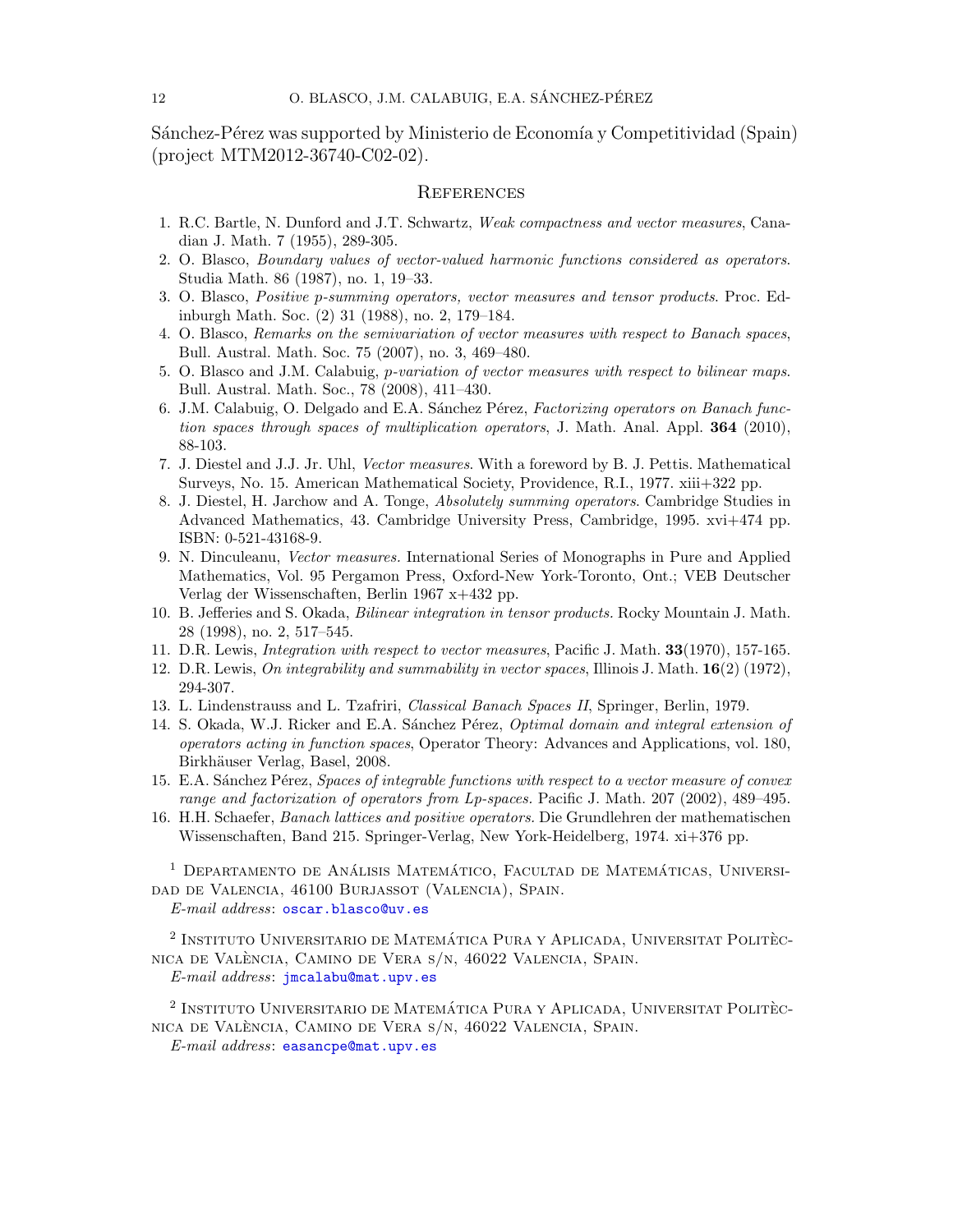Sánchez-Pérez was supported by Ministerio de Economía y Competitividad (Spain) (project MTM2012-36740-C02-02).

## References

1. R.C. Bartle, N. Dunford and J.T. Schwartz, *Weak compactness and vector measures*, Canadian J. Math. 7 (1955), 289-305.
2. O. Blasco, *Boundary values of vector-valued harmonic functions considered as operators*. Studia Math. 86 (1987), no. 1, 19–33.
3. O. Blasco, *Positive p-summing operators, vector measures and tensor products*. Proc. Edinburgh Math. Soc. (2) 31 (1988), no. 2, 179–184.
4. O. Blasco, *Remarks on the semivariation of vector measures with respect to Banach spaces*, Bull. Austral. Math. Soc. 75 (2007), no. 3, 469–480.
5. O. Blasco and J.M. Calabuig, *p-variation of vector measures with respect to bilinear maps*. Bull. Austral. Math. Soc., 78 (2008), 411–430.
6. J.M. Calabuig, O. Delgado and E.A. Sánchez Pérez, *Factorizing operators on Banach function spaces through spaces of multiplication operators*, J. Math. Anal. Appl. **364** (2010), 88-103.
7. J. Diestel and J.J. Jr. Uhl, *Vector measures*. With a foreword by B. J. Pettis. Mathematical Surveys, No. 15. American Mathematical Society, Providence, R.I., 1977. xiii+322 pp.
8. J. Diestel, H. Jarchow and A. Tonge, *Absolutely summing operators*. Cambridge Studies in Advanced Mathematics, 43. Cambridge University Press, Cambridge, 1995. xvi+474 pp. ISBN: 0-521-43168-9.
9. N. Dinculeanu, *Vector measures*. International Series of Monographs in Pure and Applied Mathematics, Vol. 95 Pergamon Press, Oxford-New York-Toronto, Ont.; VEB Deutscher Verlag der Wissenschaften, Berlin 1967 x+432 pp.
10. B. Jefferies and S. Okada, *Bilinear integration in tensor products*. Rocky Mountain J. Math. 28 (1998), no. 2, 517–545.
11. D.R. Lewis, *Integration with respect to vector measures*, Pacific J. Math. **33**(1970), 157-165.
12. D.R. Lewis, *On integrability and summability in vector spaces*, Illinois J. Math. **16**(2) (1972), 294-307.
13. L. Lindenstrauss and L. Tzafriri, *Classical Banach Spaces II*, Springer, Berlin, 1979.
14. S. Okada, W.J. Ricker and E.A. Sánchez Pérez, *Optimal domain and integral extension of operators acting in function spaces*, Operator Theory: Advances and Applications, vol. 180, Birkhäuser Verlag, Basel, 2008.
15. E.A. Sánchez Pérez, *Spaces of integrable functions with respect to a vector measure of convex range and factorization of operators from Lp-spaces*. Pacific J. Math. 207 (2002), 489–495.
16. H.H. Schaefer, *Banach lattices and positive operators*. Die Grundlehren der mathematischen Wissenschaften, Band 215. Springer-Verlag, New York-Heidelberg, 1974. xi+376 pp.

[1] Departamento de Análisis Matemático, Facultad de Matemáticas, Universidad de Valencia, 46100 Burjassot (Valencia), Spain.
*E-mail address*: oscar.blasco@uv.es

[2] Instituto Universitario de Matemática Pura y Aplicada, Universitat Politècnica de València, Camino de Vera s/n, 46022 Valencia, Spain.
*E-mail address*: jmcalabu@mat.upv.es

[2] Instituto Universitario de Matemática Pura y Aplicada, Universitat Politècnica de València, Camino de Vera s/n, 46022 Valencia, Spain.
*E-mail address*: easancpe@mat.upv.es